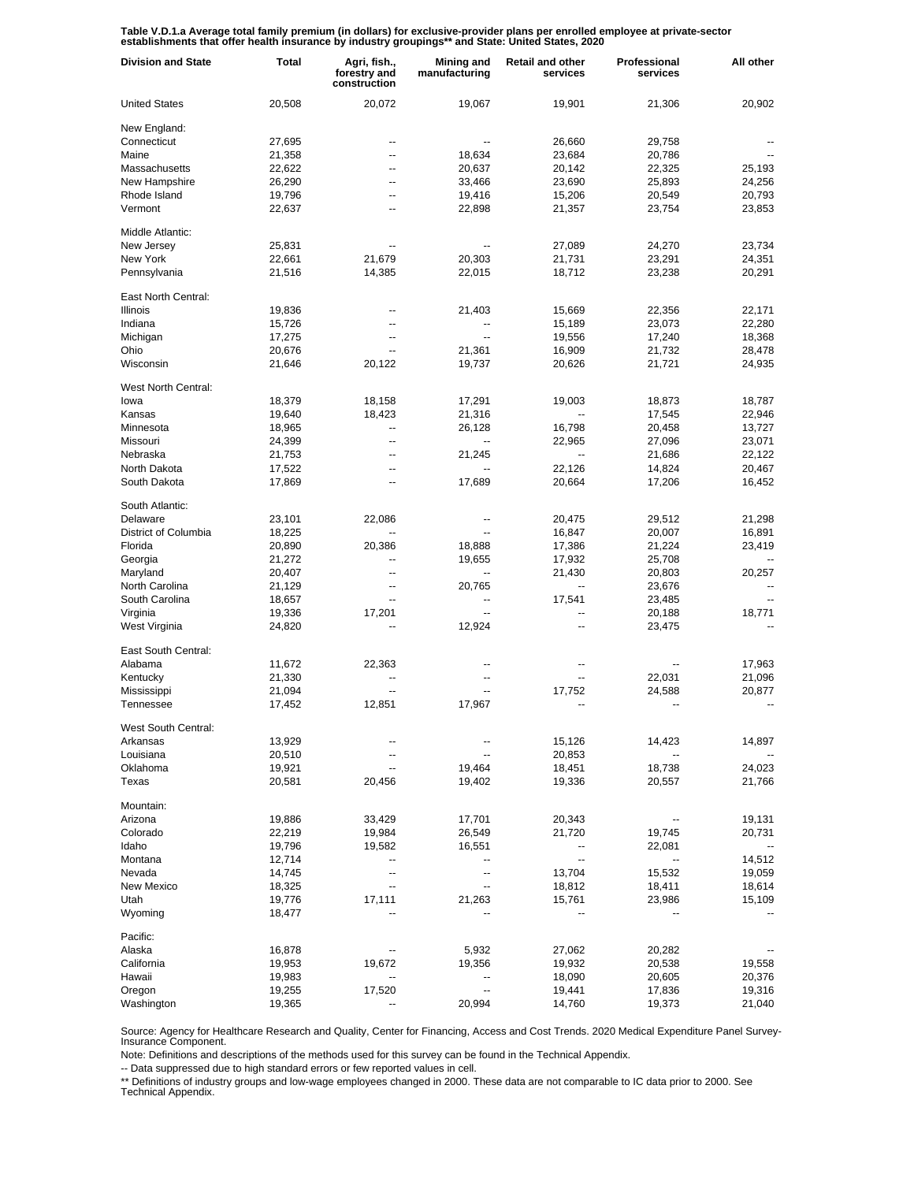**Table V.D.1.a Average total family premium (in dollars) for exclusive-provider plans per enrolled employee at private-sector establishments that offer health insurance by industry groupings\*\* and State: United States, 2020**

| Division and State | Total | Agri, fish., forestry and construction | Mining and manufacturing | Retail and other services | Professional services | All other |
|---|---|---|---|---|---|---|
| United States | 20,508 | 20,072 | 19,067 | 19,901 | 21,306 | 20,902 |
| New England: | | | | | | |
| Connecticut | 27,695 | -- | -- | 26,660 | 29,758 | -- |
| Maine | 21,358 | -- | 18,634 | 23,684 | 20,786 | -- |
| Massachusetts | 22,622 | -- | 20,637 | 20,142 | 22,325 | 25,193 |
| New Hampshire | 26,290 | -- | 33,466 | 23,690 | 25,893 | 24,256 |
| Rhode Island | 19,796 | -- | 19,416 | 15,206 | 20,549 | 20,793 |
| Vermont | 22,637 | -- | 22,898 | 21,357 | 23,754 | 23,853 |
| Middle Atlantic: | | | | | | |
| New Jersey | 25,831 | -- | -- | 27,089 | 24,270 | 23,734 |
| New York | 22,661 | 21,679 | 20,303 | 21,731 | 23,291 | 24,351 |
| Pennsylvania | 21,516 | 14,385 | 22,015 | 18,712 | 23,238 | 20,291 |
| East North Central: | | | | | | |
| Illinois | 19,836 | -- | 21,403 | 15,669 | 22,356 | 22,171 |
| Indiana | 15,726 | -- | -- | 15,189 | 23,073 | 22,280 |
| Michigan | 17,275 | -- | -- | 19,556 | 17,240 | 18,368 |
| Ohio | 20,676 | -- | 21,361 | 16,909 | 21,732 | 28,478 |
| Wisconsin | 21,646 | 20,122 | 19,737 | 20,626 | 21,721 | 24,935 |
| West North Central: | | | | | | |
| Iowa | 18,379 | 18,158 | 17,291 | 19,003 | 18,873 | 18,787 |
| Kansas | 19,640 | 18,423 | 21,316 | -- | 17,545 | 22,946 |
| Minnesota | 18,965 | -- | 26,128 | 16,798 | 20,458 | 13,727 |
| Missouri | 24,399 | -- | -- | 22,965 | 27,096 | 23,071 |
| Nebraska | 21,753 | -- | 21,245 | -- | 21,686 | 22,122 |
| North Dakota | 17,522 | -- | -- | 22,126 | 14,824 | 20,467 |
| South Dakota | 17,869 | -- | 17,689 | 20,664 | 17,206 | 16,452 |
| South Atlantic: | | | | | | |
| Delaware | 23,101 | 22,086 | -- | 20,475 | 29,512 | 21,298 |
| District of Columbia | 18,225 | -- | -- | 16,847 | 20,007 | 16,891 |
| Florida | 20,890 | 20,386 | 18,888 | 17,386 | 21,224 | 23,419 |
| Georgia | 21,272 | -- | 19,655 | 17,932 | 25,708 | -- |
| Maryland | 20,407 | -- | -- | 21,430 | 20,803 | 20,257 |
| North Carolina | 21,129 | -- | 20,765 | -- | 23,676 | -- |
| South Carolina | 18,657 | -- | -- | 17,541 | 23,485 | -- |
| Virginia | 19,336 | 17,201 | -- | -- | 20,188 | 18,771 |
| West Virginia | 24,820 | -- | 12,924 | -- | 23,475 | -- |
| East South Central: | | | | | | |
| Alabama | 11,672 | 22,363 | -- | -- | -- | 17,963 |
| Kentucky | 21,330 | -- | -- | -- | 22,031 | 21,096 |
| Mississippi | 21,094 | -- | -- | 17,752 | 24,588 | 20,877 |
| Tennessee | 17,452 | 12,851 | 17,967 | -- | -- | -- |
| West South Central: | | | | | | |
| Arkansas | 13,929 | -- | -- | 15,126 | 14,423 | 14,897 |
| Louisiana | 20,510 | -- | -- | 20,853 | -- | -- |
| Oklahoma | 19,921 | -- | 19,464 | 18,451 | 18,738 | 24,023 |
| Texas | 20,581 | 20,456 | 19,402 | 19,336 | 20,557 | 21,766 |
| Mountain: | | | | | | |
| Arizona | 19,886 | 33,429 | 17,701 | 20,343 | -- | 19,131 |
| Colorado | 22,219 | 19,984 | 26,549 | 21,720 | 19,745 | 20,731 |
| Idaho | 19,796 | 19,582 | 16,551 | -- | 22,081 | -- |
| Montana | 12,714 | -- | -- | -- | -- | 14,512 |
| Nevada | 14,745 | -- | -- | 13,704 | 15,532 | 19,059 |
| New Mexico | 18,325 | -- | -- | 18,812 | 18,411 | 18,614 |
| Utah | 19,776 | 17,111 | 21,263 | 15,761 | 23,986 | 15,109 |
| Wyoming | 18,477 | -- | -- | -- | -- | -- |
| Pacific: | | | | | | |
| Alaska | 16,878 | -- | 5,932 | 27,062 | 20,282 | -- |
| California | 19,953 | 19,672 | 19,356 | 19,932 | 20,538 | 19,558 |
| Hawaii | 19,983 | -- | -- | 18,090 | 20,605 | 20,376 |
| Oregon | 19,255 | 17,520 | -- | 19,441 | 17,836 | 19,316 |
| Washington | 19,365 | -- | 20,994 | 14,760 | 19,373 | 21,040 |

Source: Agency for Healthcare Research and Quality, Center for Financing, Access and Cost Trends. 2020 Medical Expenditure Panel Survey-Insurance Component.

Note: Definitions and descriptions of the methods used for this survey can be found in the Technical Appendix.

-- Data suppressed due to high standard errors or few reported values in cell.

\*\* Definitions of industry groups and low-wage employees changed in 2000. These data are not comparable to IC data prior to 2000. See Technical Appendix.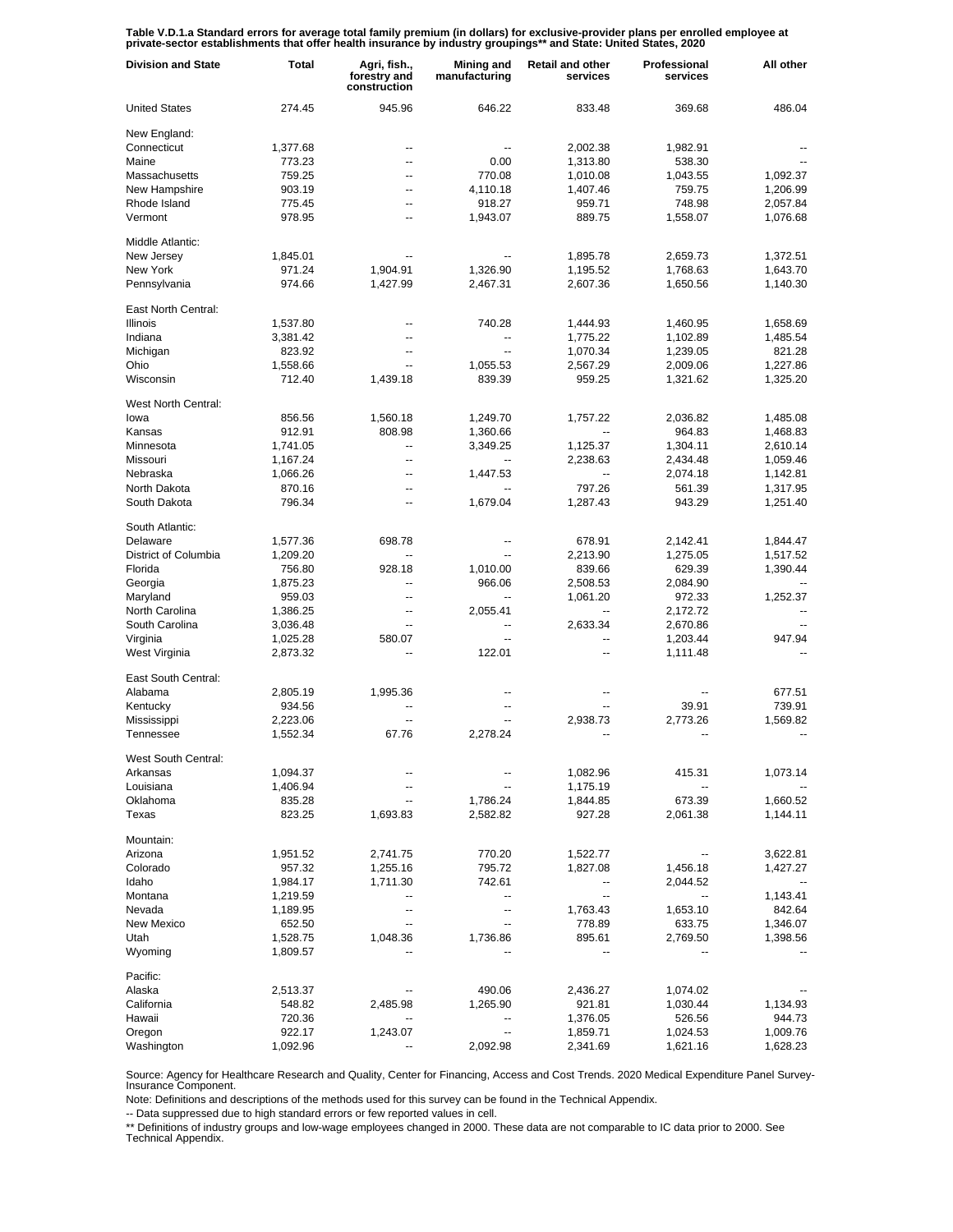**Table V.D.1.a Standard errors for average total family premium (in dollars) for exclusive-provider plans per enrolled employee at private-sector establishments that offer health insurance by industry groupings** and State: United States, 2020**

| Division and State | Total | Agri, fish., forestry and construction | Mining and manufacturing | Retail and other services | Professional services | All other |
|---|---|---|---|---|---|---|
| United States | 274.45 | 945.96 | 646.22 | 833.48 | 369.68 | 486.04 |
| New England: | | | | | | |
| Connecticut | 1,377.68 | -- | -- | 2,002.38 | 1,982.91 | -- |
| Maine | 773.23 | -- | 0.00 | 1,313.80 | 538.30 | -- |
| Massachusetts | 759.25 | -- | 770.08 | 1,010.08 | 1,043.55 | 1,092.37 |
| New Hampshire | 903.19 | -- | 4,110.18 | 1,407.46 | 759.75 | 1,206.99 |
| Rhode Island | 775.45 | -- | 918.27 | 959.71 | 748.98 | 2,057.84 |
| Vermont | 978.95 | -- | 1,943.07 | 889.75 | 1,558.07 | 1,076.68 |
| Middle Atlantic: | | | | | | |
| New Jersey | 1,845.01 | -- | -- | 1,895.78 | 2,659.73 | 1,372.51 |
| New York | 971.24 | 1,904.91 | 1,326.90 | 1,195.52 | 1,768.63 | 1,643.70 |
| Pennsylvania | 974.66 | 1,427.99 | 2,467.31 | 2,607.36 | 1,650.56 | 1,140.30 |
| East North Central: | | | | | | |
| Illinois | 1,537.80 | -- | 740.28 | 1,444.93 | 1,460.95 | 1,658.69 |
| Indiana | 3,381.42 | -- | -- | 1,775.22 | 1,102.89 | 1,485.54 |
| Michigan | 823.92 | -- | -- | 1,070.34 | 1,239.05 | 821.28 |
| Ohio | 1,558.66 | -- | 1,055.53 | 2,567.29 | 2,009.06 | 1,227.86 |
| Wisconsin | 712.40 | 1,439.18 | 839.39 | 959.25 | 1,321.62 | 1,325.20 |
| West North Central: | | | | | | |
| Iowa | 856.56 | 1,560.18 | 1,249.70 | 1,757.22 | 2,036.82 | 1,485.08 |
| Kansas | 912.91 | 808.98 | 1,360.66 | -- | 964.83 | 1,468.83 |
| Minnesota | 1,741.05 | -- | 3,349.25 | 1,125.37 | 1,304.11 | 2,610.14 |
| Missouri | 1,167.24 | -- | -- | 2,238.63 | 2,434.48 | 1,059.46 |
| Nebraska | 1,066.26 | -- | 1,447.53 | -- | 2,074.18 | 1,142.81 |
| North Dakota | 870.16 | -- | -- | 797.26 | 561.39 | 1,317.95 |
| South Dakota | 796.34 | -- | 1,679.04 | 1,287.43 | 943.29 | 1,251.40 |
| South Atlantic: | | | | | | |
| Delaware | 1,577.36 | 698.78 | -- | 678.91 | 2,142.41 | 1,844.47 |
| District of Columbia | 1,209.20 | -- | -- | 2,213.90 | 1,275.05 | 1,517.52 |
| Florida | 756.80 | 928.18 | 1,010.00 | 839.66 | 629.39 | 1,390.44 |
| Georgia | 1,875.23 | -- | 966.06 | 2,508.53 | 2,084.90 | -- |
| Maryland | 959.03 | -- | -- | 1,061.20 | 972.33 | 1,252.37 |
| North Carolina | 1,386.25 | -- | 2,055.41 | -- | 2,172.72 | -- |
| South Carolina | 3,036.48 | -- | -- | 2,633.34 | 2,670.86 | -- |
| Virginia | 1,025.28 | 580.07 | -- | -- | 1,203.44 | 947.94 |
| West Virginia | 2,873.32 | -- | 122.01 | -- | 1,111.48 | -- |
| East South Central: | | | | | | |
| Alabama | 2,805.19 | 1,995.36 | -- | -- | -- | 677.51 |
| Kentucky | 934.56 | -- | -- | -- | 39.91 | 739.91 |
| Mississippi | 2,223.06 | -- | -- | 2,938.73 | 2,773.26 | 1,569.82 |
| Tennessee | 1,552.34 | 67.76 | 2,278.24 | -- | -- | -- |
| West South Central: | | | | | | |
| Arkansas | 1,094.37 | -- | -- | 1,082.96 | 415.31 | 1,073.14 |
| Louisiana | 1,406.94 | -- | -- | 1,175.19 | -- | -- |
| Oklahoma | 835.28 | -- | 1,786.24 | 1,844.85 | 673.39 | 1,660.52 |
| Texas | 823.25 | 1,693.83 | 2,582.82 | 927.28 | 2,061.38 | 1,144.11 |
| Mountain: | | | | | | |
| Arizona | 1,951.52 | 2,741.75 | 770.20 | 1,522.77 | -- | 3,622.81 |
| Colorado | 957.32 | 1,255.16 | 795.72 | 1,827.08 | 1,456.18 | 1,427.27 |
| Idaho | 1,984.17 | 1,711.30 | 742.61 | -- | 2,044.52 | -- |
| Montana | 1,219.59 | -- | -- | -- | -- | 1,143.41 |
| Nevada | 1,189.95 | -- | -- | 1,763.43 | 1,653.10 | 842.64 |
| New Mexico | 652.50 | -- | -- | 778.89 | 633.75 | 1,346.07 |
| Utah | 1,528.75 | 1,048.36 | 1,736.86 | 895.61 | 2,769.50 | 1,398.56 |
| Wyoming | 1,809.57 | -- | -- | -- | -- | -- |
| Pacific: | | | | | | |
| Alaska | 2,513.37 | -- | 490.06 | 2,436.27 | 1,074.02 | -- |
| California | 548.82 | 2,485.98 | 1,265.90 | 921.81 | 1,030.44 | 1,134.93 |
| Hawaii | 720.36 | -- | -- | 1,376.05 | 526.56 | 944.73 |
| Oregon | 922.17 | 1,243.07 | -- | 1,859.71 | 1,024.53 | 1,009.76 |
| Washington | 1,092.96 | -- | 2,092.98 | 2,341.69 | 1,621.16 | 1,628.23 |

Source: Agency for Healthcare Research and Quality, Center for Financing, Access and Cost Trends. 2020 Medical Expenditure Panel Survey-Insurance Component.

Note: Definitions and descriptions of the methods used for this survey can be found in the Technical Appendix.

-- Data suppressed due to high standard errors or few reported values in cell.

** Definitions of industry groups and low-wage employees changed in 2000. These data are not comparable to IC data prior to 2000. See Technical Appendix.